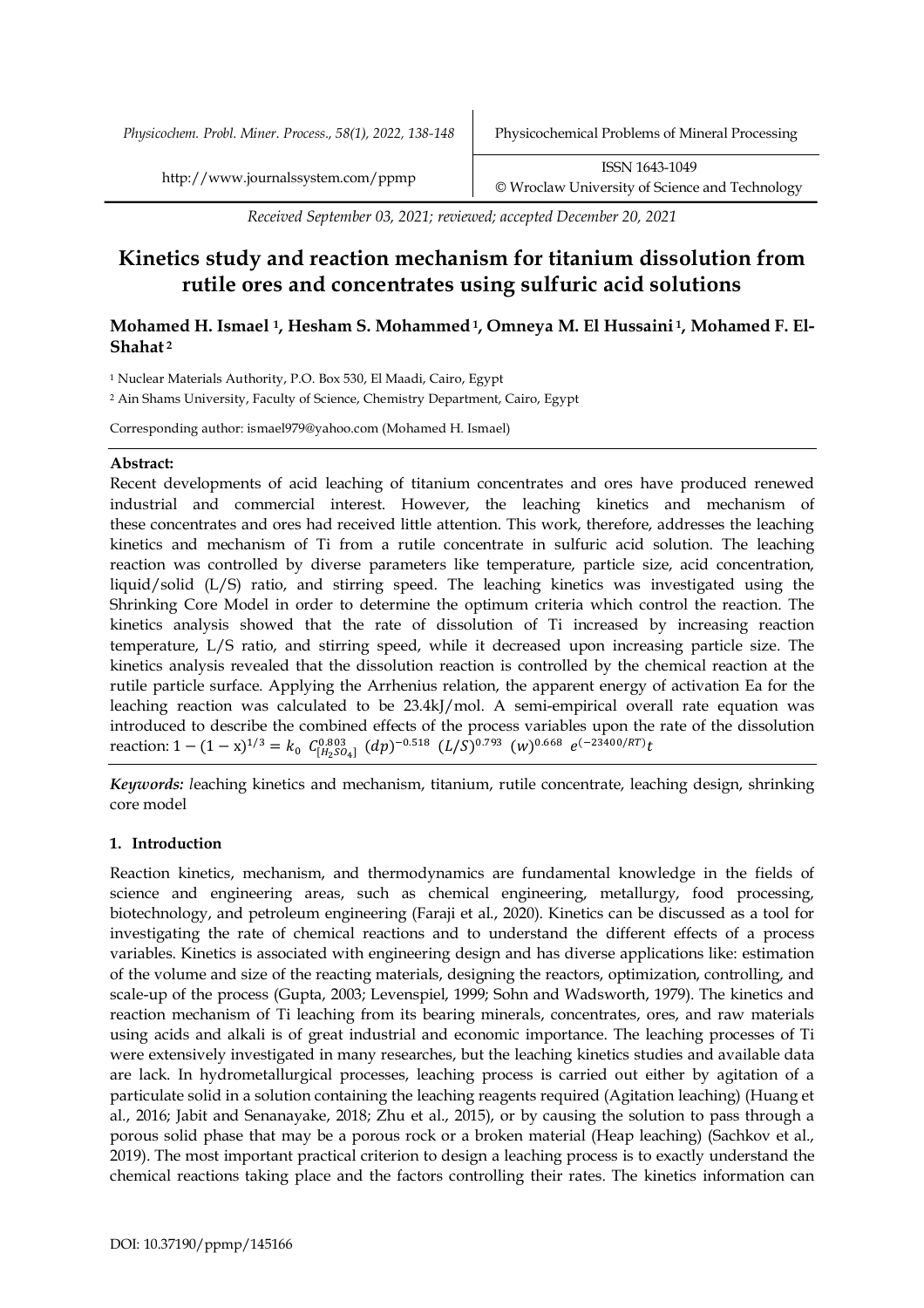*Received September 03, 2021; reviewed; accepted December 20, 2021*

# Kinetics study and reaction mechanism for titanium dissolution from rutile ores and concentrates using sulfuric acid solutions

**Mohamed H. Ismael [1], Hesham S. Mohammed [1], Omneya M. El Hussaini [1], Mohamed F. El-Shahat [2]**

[1] Nuclear Materials Authority, P.O. Box 530, El Maadi, Cairo, Egypt

[2] Ain Shams University, Faculty of Science, Chemistry Department, Cairo, Egypt

Corresponding author: ismael979@yahoo.com (Mohamed H. Ismael)

**Abstract:**

Recent developments of acid leaching of titanium concentrates and ores have produced renewed industrial and commercial interest. However, the leaching kinetics and mechanism of these concentrates and ores had received little attention. This work, therefore, addresses the leaching kinetics and mechanism of Ti from a rutile concentrate in sulfuric acid solution. The leaching reaction was controlled by diverse parameters like temperature, particle size, acid concentration, liquid/solid (L/S) ratio, and stirring speed. The leaching kinetics was investigated using the Shrinking Core Model in order to determine the optimum criteria which control the reaction. The kinetics analysis showed that the rate of dissolution of Ti increased by increasing reaction temperature, L/S ratio, and stirring speed, while it decreased upon increasing particle size. The kinetics analysis revealed that the dissolution reaction is controlled by the chemical reaction at the rutile particle surface. Applying the Arrhenius relation, the apparent energy of activation Ea for the leaching reaction was calculated to be 23.4kJ/mol. A semi-empirical overall rate equation was introduced to describe the combined effects of the process variables upon the rate of the dissolution reaction: $1-(1-x)^{1/3} = k_0\ C_{[H_2SO_4]}^{0.803}\ (dp)^{-0.518}\ (L/S)^{0.793}\ (w)^{0.668}\ e^{(-23400/RT)}t$

***Keywords:*** *leaching kinetics and mechanism, titanium, rutile concentrate, leaching design, shrinking core model*

## 1. Introduction

Reaction kinetics, mechanism, and thermodynamics are fundamental knowledge in the fields of science and engineering areas, such as chemical engineering, metallurgy, food processing, biotechnology, and petroleum engineering (Faraji et al., 2020). Kinetics can be discussed as a tool for investigating the rate of chemical reactions and to understand the different effects of a process variables. Kinetics is associated with engineering design and has diverse applications like: estimation of the volume and size of the reacting materials, designing the reactors, optimization, controlling, and scale-up of the process (Gupta, 2003; Levenspiel, 1999; Sohn and Wadsworth, 1979). The kinetics and reaction mechanism of Ti leaching from its bearing minerals, concentrates, ores, and raw materials using acids and alkali is of great industrial and economic importance. The leaching processes of Ti were extensively investigated in many researches, but the leaching kinetics studies and available data are lack. In hydrometallurgical processes, leaching process is carried out either by agitation of a particulate solid in a solution containing the leaching reagents required (Agitation leaching) (Huang et al., 2016; Jabit and Senanayake, 2018; Zhu et al., 2015), or by causing the solution to pass through a porous solid phase that may be a porous rock or a broken material (Heap leaching) (Sachkov et al., 2019). The most important practical criterion to design a leaching process is to exactly understand the chemical reactions taking place and the factors controlling their rates. The kinetics information can

DOI: 10.37190/ppmp/145166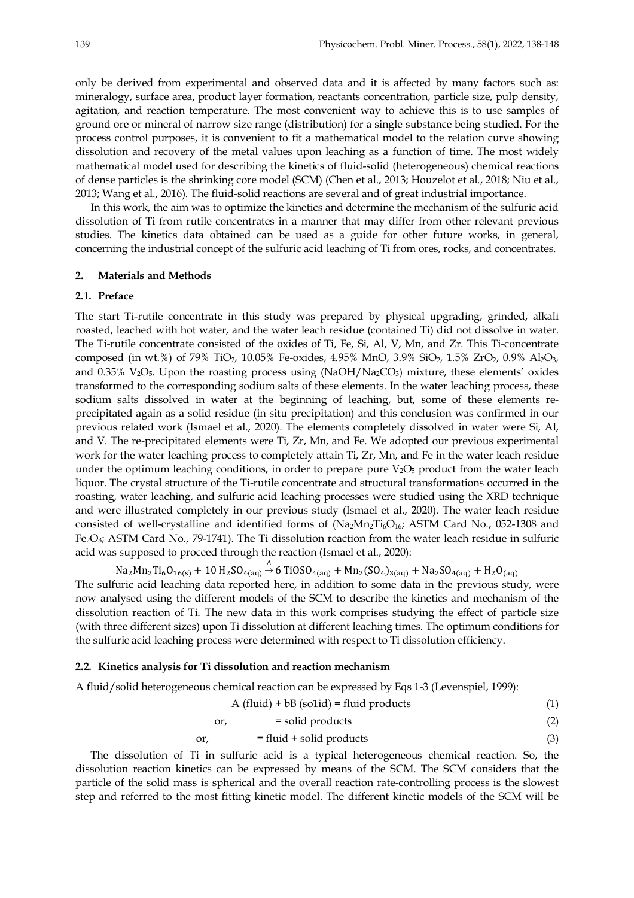only be derived from experimental and observed data and it is affected by many factors such as: mineralogy, surface area, product layer formation, reactants concentration, particle size, pulp density, agitation, and reaction temperature. The most convenient way to achieve this is to use samples of ground ore or mineral of narrow size range (distribution) for a single substance being studied. For the process control purposes, it is convenient to fit a mathematical model to the relation curve showing dissolution and recovery of the metal values upon leaching as a function of time. The most widely mathematical model used for describing the kinetics of fluid-solid (heterogeneous) chemical reactions of dense particles is the shrinking core model (SCM) (Chen et al., 2013; Houzelot et al., 2018; Niu et al., 2013; Wang et al., 2016). The fluid-solid reactions are several and of great industrial importance.

In this work, the aim was to optimize the kinetics and determine the mechanism of the sulfuric acid dissolution of Ti from rutile concentrates in a manner that may differ from other relevant previous studies. The kinetics data obtained can be used as a guide for other future works, in general, concerning the industrial concept of the sulfuric acid leaching of Ti from ores, rocks, and concentrates.

## 2. Materials and Methods

### 2.1. Preface

The start Ti-rutile concentrate in this study was prepared by physical upgrading, grinded, alkali roasted, leached with hot water, and the water leach residue (contained Ti) did not dissolve in water. The Ti-rutile concentrate consisted of the oxides of Ti, Fe, Si, Al, V, Mn, and Zr. This Ti-concentrate composed (in wt.%) of 79% $TiO_2$, 10.05% Fe-oxides, 4.95% MnO, 3.9% $SiO_2$, 1.5% $ZrO_2$, 0.9% $Al_2O_3$, and 0.35% $V_2O_5$. Upon the roasting process using ($NaOH/Na_2CO_3$) mixture, these elements' oxides transformed to the corresponding sodium salts of these elements. In the water leaching process, these sodium salts dissolved in water at the beginning of leaching, but, some of these elements re-precipitated again as a solid residue (in situ precipitation) and this conclusion was confirmed in our previous related work (Ismael et al., 2020). The elements completely dissolved in water were Si, Al, and V. The re-precipitated elements were Ti, Zr, Mn, and Fe. We adopted our previous experimental work for the water leaching process to completely attain Ti, Zr, Mn, and Fe in the water leach residue under the optimum leaching conditions, in order to prepare pure $V_2O_5$ product from the water leach liquor. The crystal structure of the Ti-rutile concentrate and structural transformations occurred in the roasting, water leaching, and sulfuric acid leaching processes were studied using the XRD technique and were illustrated completely in our previous study (Ismael et al., 2020). The water leach residue consisted of well-crystalline and identified forms of ($Na_2Mn_2Ti_6O_{16}$; ASTM Card No., 052-1308 and $Fe_2O_3$; ASTM Card No., 79-1741). The Ti dissolution reaction from the water leach residue in sulfuric acid was supposed to proceed through the reaction (Ismael et al., 2020):

$$Na_2Mn_2Ti_6O_{16(s)} + 10\,H_2SO_{4(aq)} \xrightarrow{\Delta} 6\,TiOSO_{4(aq)} + Mn_2(SO_4)_{3(aq)} + Na_2SO_{4(aq)} + H_2O_{(aq)}$$

The sulfuric acid leaching data reported here, in addition to some data in the previous study, were now analysed using the different models of the SCM to describe the kinetics and mechanism of the dissolution reaction of Ti. The new data in this work comprises studying the effect of particle size (with three different sizes) upon Ti dissolution at different leaching times. The optimum conditions for the sulfuric acid leaching process were determined with respect to Ti dissolution efficiency.

### 2.2. Kinetics analysis for Ti dissolution and reaction mechanism

A fluid/solid heterogeneous chemical reaction can be expressed by Eqs 1-3 (Levenspiel, 1999):

$$\text{A (fluid)} + \text{bB (so1id)} = \text{fluid products} \tag{1}$$

$$\text{or,} \quad = \text{solid products} \tag{2}$$

$$\text{or,} \quad = \text{fluid + solid products} \tag{3}$$

The dissolution of Ti in sulfuric acid is a typical heterogeneous chemical reaction. So, the dissolution reaction kinetics can be expressed by means of the SCM. The SCM considers that the particle of the solid mass is spherical and the overall reaction rate-controlling process is the slowest step and referred to the most fitting kinetic model. The different kinetic models of the SCM will be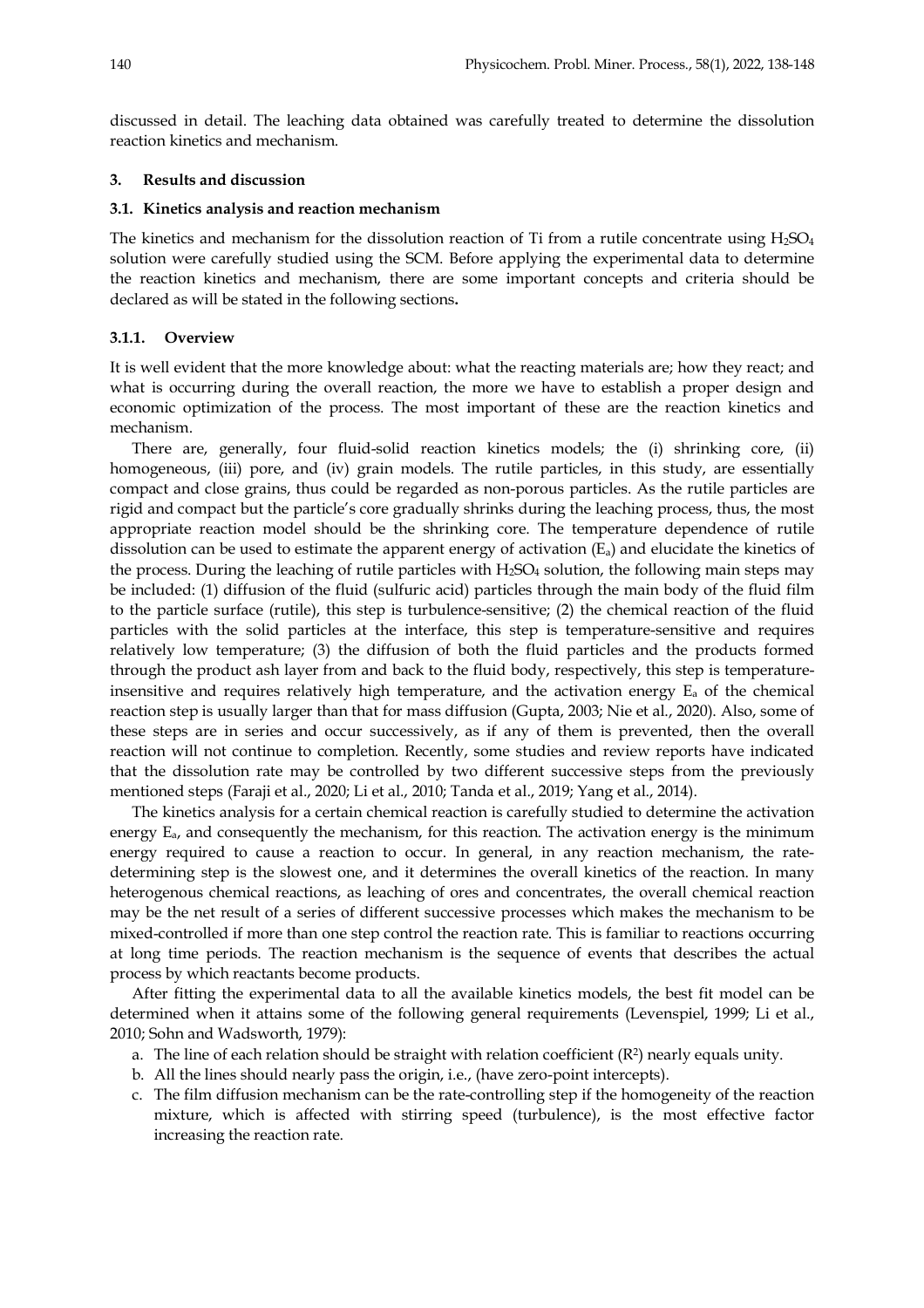discussed in detail. The leaching data obtained was carefully treated to determine the dissolution reaction kinetics and mechanism.

## 3. Results and discussion

### 3.1. Kinetics analysis and reaction mechanism

The kinetics and mechanism for the dissolution reaction of Ti from a rutile concentrate using $H_2SO_4$ solution were carefully studied using the SCM. Before applying the experimental data to determine the reaction kinetics and mechanism, there are some important concepts and criteria should be declared as will be stated in the following sections**.**

#### 3.1.1. Overview

It is well evident that the more knowledge about: what the reacting materials are; how they react; and what is occurring during the overall reaction, the more we have to establish a proper design and economic optimization of the process. The most important of these are the reaction kinetics and mechanism.

There are, generally, four fluid-solid reaction kinetics models; the (i) shrinking core, (ii) homogeneous, (iii) pore, and (iv) grain models. The rutile particles, in this study, are essentially compact and close grains, thus could be regarded as non-porous particles. As the rutile particles are rigid and compact but the particle's core gradually shrinks during the leaching process, thus, the most appropriate reaction model should be the shrinking core. The temperature dependence of rutile dissolution can be used to estimate the apparent energy of activation ($E_a$) and elucidate the kinetics of the process. During the leaching of rutile particles with $H_2SO_4$ solution, the following main steps may be included: (1) diffusion of the fluid (sulfuric acid) particles through the main body of the fluid film to the particle surface (rutile), this step is turbulence-sensitive; (2) the chemical reaction of the fluid particles with the solid particles at the interface, this step is temperature-sensitive and requires relatively low temperature; (3) the diffusion of both the fluid particles and the products formed through the product ash layer from and back to the fluid body, respectively, this step is temperature-insensitive and requires relatively high temperature, and the activation energy $E_a$ of the chemical reaction step is usually larger than that for mass diffusion (Gupta, 2003; Nie et al., 2020). Also, some of these steps are in series and occur successively, as if any of them is prevented, then the overall reaction will not continue to completion. Recently, some studies and review reports have indicated that the dissolution rate may be controlled by two different successive steps from the previously mentioned steps (Faraji et al., 2020; Li et al., 2010; Tanda et al., 2019; Yang et al., 2014).

The kinetics analysis for a certain chemical reaction is carefully studied to determine the activation energy $E_a$, and consequently the mechanism, for this reaction. The activation energy is the minimum energy required to cause a reaction to occur. In general, in any reaction mechanism, the rate-determining step is the slowest one, and it determines the overall kinetics of the reaction. In many heterogenous chemical reactions, as leaching of ores and concentrates, the overall chemical reaction may be the net result of a series of different successive processes which makes the mechanism to be mixed-controlled if more than one step control the reaction rate. This is familiar to reactions occurring at long time periods. The reaction mechanism is the sequence of events that describes the actual process by which reactants become products.

After fitting the experimental data to all the available kinetics models, the best fit model can be determined when it attains some of the following general requirements (Levenspiel, 1999; Li et al., 2010; Sohn and Wadsworth, 1979):

a. The line of each relation should be straight with relation coefficient ($R^2$) nearly equals unity.
b. All the lines should nearly pass the origin, i.e., (have zero-point intercepts).
c. The film diffusion mechanism can be the rate-controlling step if the homogeneity of the reaction mixture, which is affected with stirring speed (turbulence), is the most effective factor increasing the reaction rate.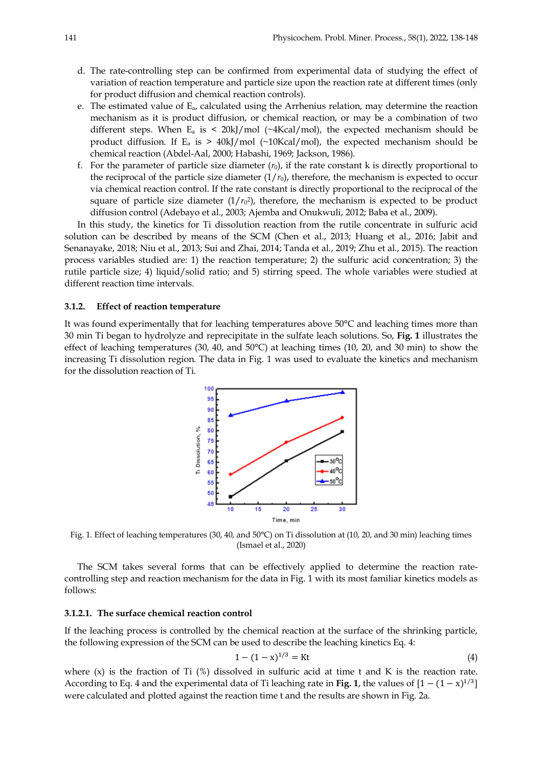d. The rate-controlling step can be confirmed from experimental data of studying the effect of variation of reaction temperature and particle size upon the reaction rate at different times (only for product diffusion and chemical reaction controls).

e. The estimated value of $E_a$, calculated using the Arrhenius relation, may determine the reaction mechanism as it is product diffusion, or chemical reaction, or may be a combination of two different steps. When $E_a$ is < 20kJ/mol (~4Kcal/mol), the expected mechanism should be product diffusion. If $E_a$ is > 40kJ/mol (~10Kcal/mol), the expected mechanism should be chemical reaction (Abdel-Aal, 2000; Habashi, 1969; Jackson, 1986).

f. For the parameter of particle size diameter ($r_0$), if the rate constant k is directly proportional to the reciprocal of the particle size diameter ($1/r_0$), therefore, the mechanism is expected to occur via chemical reaction control. If the rate constant is directly proportional to the reciprocal of the square of particle size diameter ($1/r_0^2$), therefore, the mechanism is expected to be product diffusion control (Adebayo et al., 2003; Ajemba and Onukwuli, 2012; Baba et al., 2009).

In this study, the kinetics for Ti dissolution reaction from the rutile concentrate in sulfuric acid solution can be described by means of the SCM (Chen et al., 2013; Huang et al., 2016; Jabit and Senanayake, 2018; Niu et al., 2013; Sui and Zhai, 2014; Tanda et al., 2019; Zhu et al., 2015). The reaction process variables studied are: 1) the reaction temperature; 2) the sulfuric acid concentration; 3) the rutile particle size; 4) liquid/solid ratio; and 5) stirring speed. The whole variables were studied at different reaction time intervals.

### 3.1.2. Effect of reaction temperature

It was found experimentally that for leaching temperatures above 50°C and leaching times more than 30 min Ti began to hydrolyze and reprecipitate in the sulfate leach solutions. So, **Fig. 1** illustrates the effect of leaching temperatures (30, 40, and 50°C) at leaching times (10, 20, and 30 min) to show the increasing Ti dissolution region. The data in Fig. 1 was used to evaluate the kinetics and mechanism for the dissolution reaction of Ti.

Fig. 1. Effect of leaching temperatures (30, 40, and 50°C) on Ti dissolution at (10, 20, and 30 min) leaching times (Ismael et al., 2020)

The SCM takes several forms that can be effectively applied to determine the reaction rate-controlling step and reaction mechanism for the data in Fig. 1 with its most familiar kinetics models as follows:

#### 3.1.2.1. The surface chemical reaction control

If the leaching process is controlled by the chemical reaction at the surface of the shrinking particle, the following expression of the SCM can be used to describe the leaching kinetics Eq. 4:

$$1 - (1 - x)^{1/3} = Kt \tag{4}$$

where (x) is the fraction of Ti (%) dissolved in sulfuric acid at time t and K is the reaction rate. According to Eq. 4 and the experimental data of Ti leaching rate in **Fig. 1**, the values of $[1 - (1 - x)^{1/3}]$ were calculated and plotted against the reaction time t and the results are shown in Fig. 2a.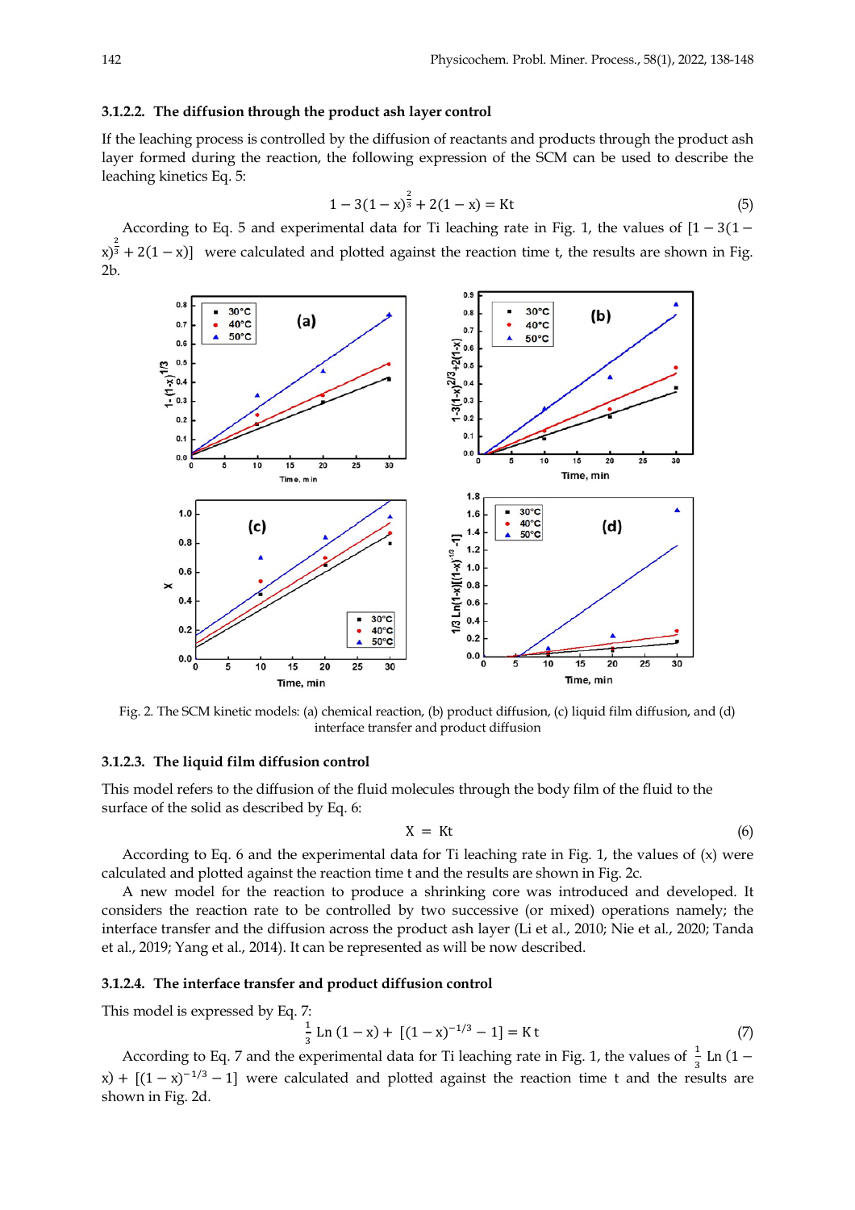#### 3.1.2.2. The diffusion through the product ash layer control

If the leaching process is controlled by the diffusion of reactants and products through the product ash layer formed during the reaction, the following expression of the SCM can be used to describe the leaching kinetics Eq. 5:

$$1 - 3(1 - x)^{\frac{2}{3}} + 2(1 - x) = Kt \tag{5}$$

According to Eq. 5 and experimental data for Ti leaching rate in Fig. 1, the values of $[1 - 3(1 - x)^{\frac{2}{3}} + 2(1 - x)]$ were calculated and plotted against the reaction time t, the results are shown in Fig. 2b.

Fig. 2. The SCM kinetic models: (a) chemical reaction, (b) product diffusion, (c) liquid film diffusion, and (d) interface transfer and product diffusion

#### 3.1.2.3. The liquid film diffusion control

This model refers to the diffusion of the fluid molecules through the body film of the fluid to the surface of the solid as described by Eq. 6:

$$X = Kt \tag{6}$$

According to Eq. 6 and the experimental data for Ti leaching rate in Fig. 1, the values of (x) were calculated and plotted against the reaction time t and the results are shown in Fig. 2c.

A new model for the reaction to produce a shrinking core was introduced and developed. It considers the reaction rate to be controlled by two successive (or mixed) operations namely; the interface transfer and the diffusion across the product ash layer (Li et al., 2010; Nie et al., 2020; Tanda et al., 2019; Yang et al., 2014). It can be represented as will be now described.

#### 3.1.2.4. The interface transfer and product diffusion control

This model is expressed by Eq. 7:

$$\frac{1}{3}\,\text{Ln}\,(1 - x) + [(1 - x)^{-1/3} - 1] = K\,t \tag{7}$$

According to Eq. 7 and the experimental data for Ti leaching rate in Fig. 1, the values of $\frac{1}{3}\,\text{Ln}\,(1 - x) + [(1 - x)^{-1/3} - 1]$ were calculated and plotted against the reaction time t and the results are shown in Fig. 2d.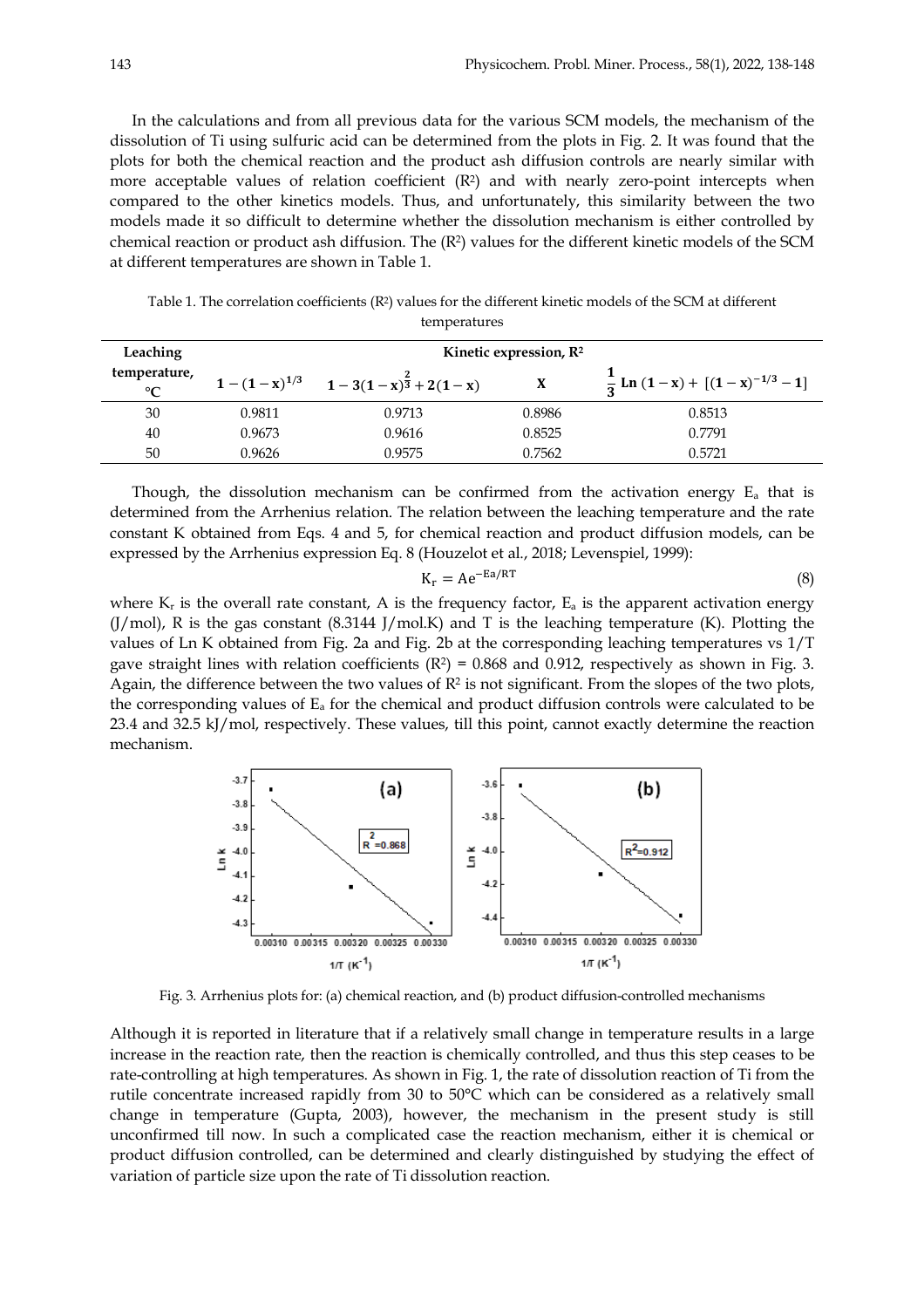In the calculations and from all previous data for the various SCM models, the mechanism of the dissolution of Ti using sulfuric acid can be determined from the plots in Fig. 2. It was found that the plots for both the chemical reaction and the product ash diffusion controls are nearly similar with more acceptable values of relation coefficient ($R^2$) and with nearly zero-point intercepts when compared to the other kinetics models. Thus, and unfortunately, this similarity between the two models made it so difficult to determine whether the dissolution mechanism is either controlled by chemical reaction or product ash diffusion. The ($R^2$) values for the different kinetic models of the SCM at different temperatures are shown in Table 1.

Table 1. The correlation coefficients ($R^2$) values for the different kinetic models of the SCM at different temperatures

| Leaching temperature, °C | Kinetic expression, $R^2$ | | | |
|---|---|---|---|---|
| | $1-(1-x)^{1/3}$ | $1-3(1-x)^{\frac{2}{3}}+2(1-x)$ | $x$ | $\frac{1}{3}\ \mathrm{Ln}\ (1-x)+[(1-x)^{-1/3}-1]$ |
| 30 | 0.9811 | 0.9713 | 0.8986 | 0.8513 |
| 40 | 0.9673 | 0.9616 | 0.8525 | 0.7791 |
| 50 | 0.9626 | 0.9575 | 0.7562 | 0.5721 |

Though, the dissolution mechanism can be confirmed from the activation energy $E_a$ that is determined from the Arrhenius relation. The relation between the leaching temperature and the rate constant K obtained from Eqs. 4 and 5, for chemical reaction and product diffusion models, can be expressed by the Arrhenius expression Eq. 8 (Houzelot et al., 2018; Levenspiel, 1999):

$$K_r = Ae^{-Ea/RT} \tag{8}$$

where $K_r$ is the overall rate constant, A is the frequency factor, $E_a$ is the apparent activation energy (J/mol), R is the gas constant (8.3144 J/mol.K) and T is the leaching temperature (K). Plotting the values of Ln K obtained from Fig. 2a and Fig. 2b at the corresponding leaching temperatures vs 1/T gave straight lines with relation coefficients ($R^2$) = 0.868 and 0.912, respectively as shown in Fig. 3. Again, the difference between the two values of $R^2$ is not significant. From the slopes of the two plots, the corresponding values of $E_a$ for the chemical and product diffusion controls were calculated to be 23.4 and 32.5 kJ/mol, respectively. These values, till this point, cannot exactly determine the reaction mechanism.

Fig. 3. Arrhenius plots for: (a) chemical reaction, and (b) product diffusion-controlled mechanisms

Although it is reported in literature that if a relatively small change in temperature results in a large increase in the reaction rate, then the reaction is chemically controlled, and thus this step ceases to be rate-controlling at high temperatures. As shown in Fig. 1, the rate of dissolution reaction of Ti from the rutile concentrate increased rapidly from 30 to 50°C which can be considered as a relatively small change in temperature (Gupta, 2003), however, the mechanism in the present study is still unconfirmed till now. In such a complicated case the reaction mechanism, either it is chemical or product diffusion controlled, can be determined and clearly distinguished by studying the effect of variation of particle size upon the rate of Ti dissolution reaction.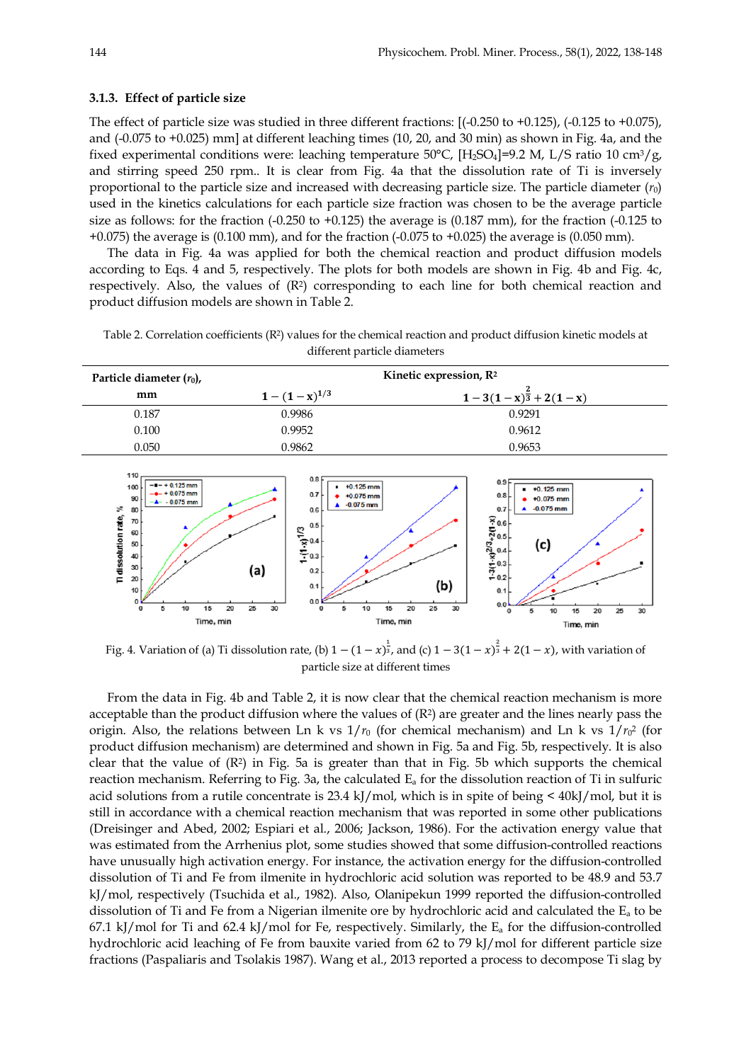### 3.1.3. Effect of particle size

The effect of particle size was studied in three different fractions: [(-0.250 to +0.125), (-0.125 to +0.075), and (-0.075 to +0.025) mm] at different leaching times (10, 20, and 30 min) as shown in Fig. 4a, and the fixed experimental conditions were: leaching temperature 50°C, $[H_2SO_4]$=9.2 M, L/S ratio 10 $cm^3/g$, and stirring speed 250 rpm.. It is clear from Fig. 4a that the dissolution rate of Ti is inversely proportional to the particle size and increased with decreasing particle size. The particle diameter ($r_0$) used in the kinetics calculations for each particle size fraction was chosen to be the average particle size as follows: for the fraction (-0.250 to +0.125) the average is (0.187 mm), for the fraction (-0.125 to +0.075) the average is (0.100 mm), and for the fraction (-0.075 to +0.025) the average is (0.050 mm).

The data in Fig. 4a was applied for both the chemical reaction and product diffusion models according to Eqs. 4 and 5, respectively. The plots for both models are shown in Fig. 4b and Fig. 4c, respectively. Also, the values of ($R^2$) corresponding to each line for both chemical reaction and product diffusion models are shown in Table 2.

Table 2. Correlation coefficients ($R^2$) values for the chemical reaction and product diffusion kinetic models at different particle diameters

| Particle diameter ($r_0$), mm | Kinetic expression, $R^2$ | |
|---|---|---|
| | $1-(1-x)^{1/3}$ | $1-3(1-x)^{\frac{2}{3}}+2(1-x)$ |
| 0.187 | 0.9986 | 0.9291 |
| 0.100 | 0.9952 | 0.9612 |
| 0.050 | 0.9862 | 0.9653 |

Fig. 4. Variation of (a) Ti dissolution rate, (b) $1-(1-x)^{\frac{1}{3}}$, and (c) $1-3(1-x)^{\frac{2}{3}}+2(1-x)$, with variation of particle size at different times

From the data in Fig. 4b and Table 2, it is now clear that the chemical reaction mechanism is more acceptable than the product diffusion where the values of ($R^2$) are greater and the lines nearly pass the origin. Also, the relations between Ln k vs $1/r_0$ (for chemical mechanism) and Ln k vs $1/r_0^2$ (for product diffusion mechanism) are determined and shown in Fig. 5a and Fig. 5b, respectively. It is also clear that the value of ($R^2$) in Fig. 5a is greater than that in Fig. 5b which supports the chemical reaction mechanism. Referring to Fig. 3a, the calculated $E_a$ for the dissolution reaction of Ti in sulfuric acid solutions from a rutile concentrate is 23.4 kJ/mol, which is in spite of being < 40kJ/mol, but it is still in accordance with a chemical reaction mechanism that was reported in some other publications (Dreisinger and Abed, 2002; Espiari et al., 2006; Jackson, 1986). For the activation energy value that was estimated from the Arrhenius plot, some studies showed that some diffusion-controlled reactions have unusually high activation energy. For instance, the activation energy for the diffusion-controlled dissolution of Ti and Fe from ilmenite in hydrochloric acid solution was reported to be 48.9 and 53.7 kJ/mol, respectively (Tsuchida et al., 1982). Also, Olanipekun 1999 reported the diffusion-controlled dissolution of Ti and Fe from a Nigerian ilmenite ore by hydrochloric acid and calculated the $E_a$ to be 67.1 kJ/mol for Ti and 62.4 kJ/mol for Fe, respectively. Similarly, the $E_a$ for the diffusion-controlled hydrochloric acid leaching of Fe from bauxite varied from 62 to 79 kJ/mol for different particle size fractions (Paspaliaris and Tsolakis 1987). Wang et al., 2013 reported a process to decompose Ti slag by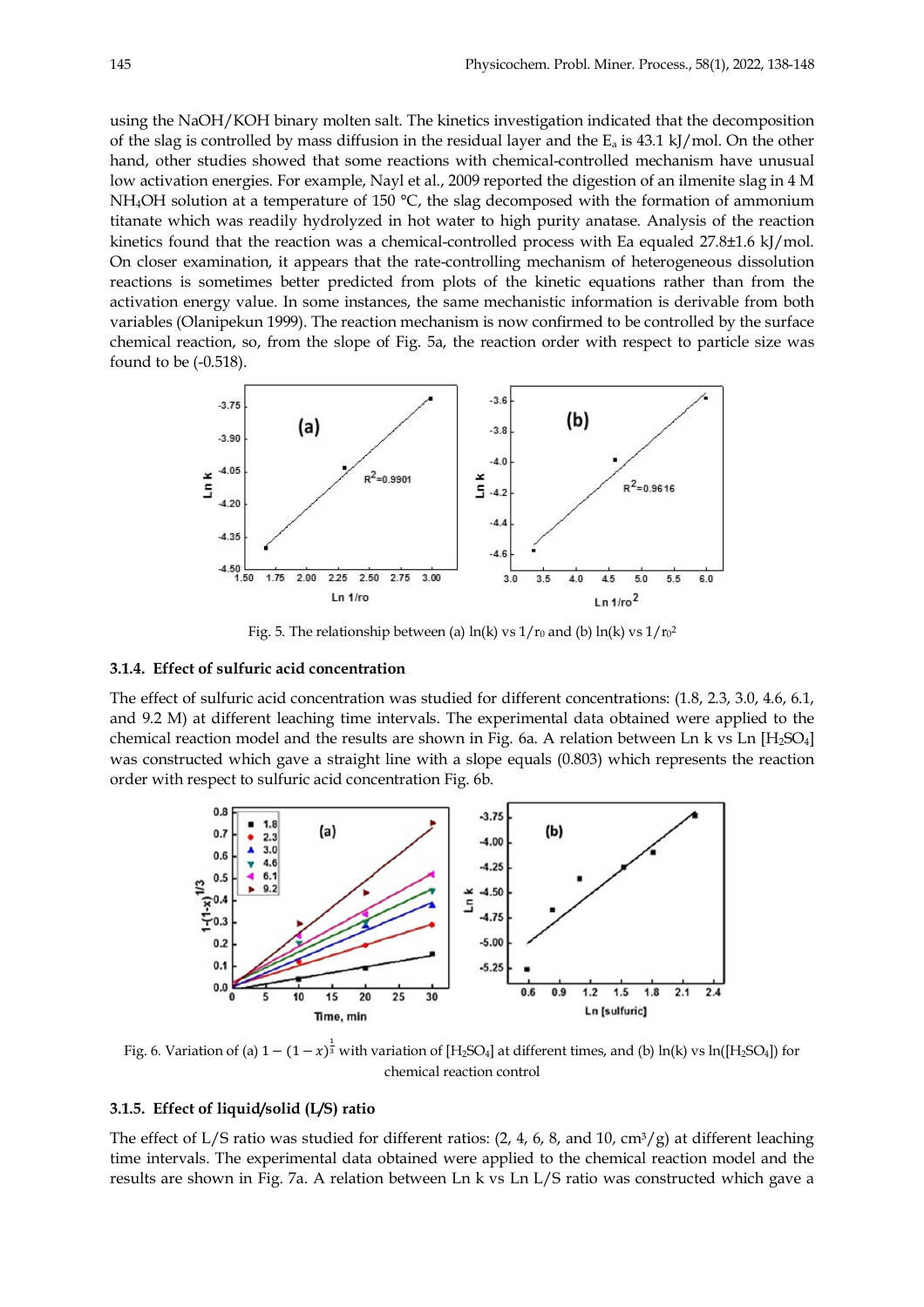using the NaOH/KOH binary molten salt. The kinetics investigation indicated that the decomposition of the slag is controlled by mass diffusion in the residual layer and the $E_a$ is 43.1 kJ/mol. On the other hand, other studies showed that some reactions with chemical-controlled mechanism have unusual low activation energies. For example, Nayl et al., 2009 reported the digestion of an ilmenite slag in 4 M $NH_4OH$ solution at a temperature of 150 °C, the slag decomposed with the formation of ammonium titanate which was readily hydrolyzed in hot water to high purity anatase. Analysis of the reaction kinetics found that the reaction was a chemical-controlled process with Ea equaled 27.8±1.6 kJ/mol. On closer examination, it appears that the rate-controlling mechanism of heterogeneous dissolution reactions is sometimes better predicted from plots of the kinetic equations rather than from the activation energy value. In some instances, the same mechanistic information is derivable from both variables (Olanipekun 1999). The reaction mechanism is now confirmed to be controlled by the surface chemical reaction, so, from the slope of Fig. 5a, the reaction order with respect to particle size was found to be (-0.518).

Fig. 5. The relationship between (a) ln(k) vs $1/r_0$ and (b) ln(k) vs $1/r_0^2$

### 3.1.4. Effect of sulfuric acid concentration

The effect of sulfuric acid concentration was studied for different concentrations: (1.8, 2.3, 3.0, 4.6, 6.1, and 9.2 M) at different leaching time intervals. The experimental data obtained were applied to the chemical reaction model and the results are shown in Fig. 6a. A relation between Ln k vs Ln $[H_2SO_4]$ was constructed which gave a straight line with a slope equals (0.803) which represents the reaction order with respect to sulfuric acid concentration Fig. 6b.

Fig. 6. Variation of (a) $1-(1-x)^{\frac{1}{3}}$ with variation of $[H_2SO_4]$ at different times, and (b) ln(k) vs ln($[H_2SO_4]$) for chemical reaction control

### 3.1.5. Effect of liquid/solid (L/S) ratio

The effect of L/S ratio was studied for different ratios: (2, 4, 6, 8, and 10, $cm^3/g$) at different leaching time intervals. The experimental data obtained were applied to the chemical reaction model and the results are shown in Fig. 7a. A relation between Ln k vs Ln L/S ratio was constructed which gave a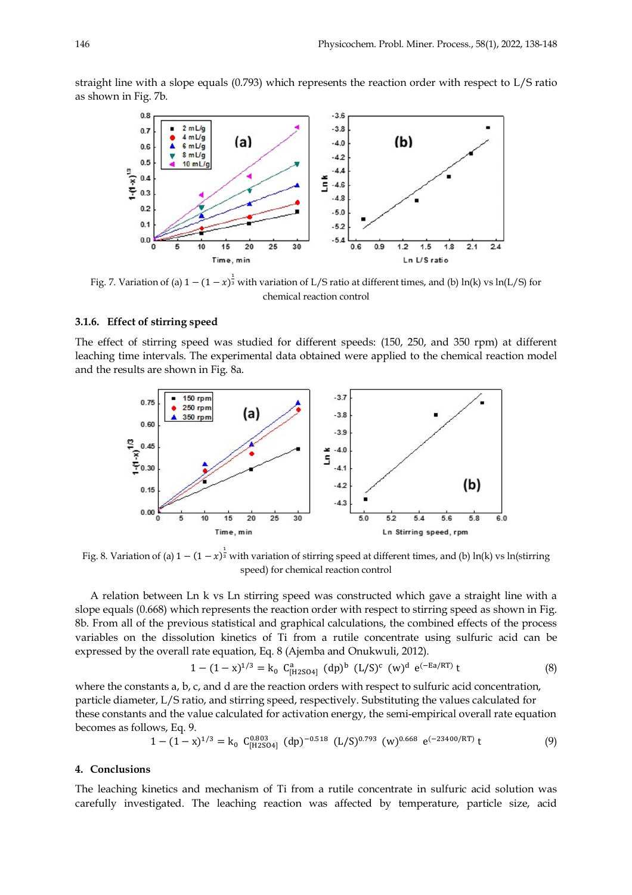straight line with a slope equals (0.793) which represents the reaction order with respect to L/S ratio as shown in Fig. 7b.

Fig. 7. Variation of (a) $1-(1-x)^{\frac{1}{3}}$ with variation of L/S ratio at different times, and (b) ln(k) vs ln(L/S) for chemical reaction control

### 3.1.6. Effect of stirring speed

The effect of stirring speed was studied for different speeds: (150, 250, and 350 rpm) at different leaching time intervals. The experimental data obtained were applied to the chemical reaction model and the results are shown in Fig. 8a.

Fig. 8. Variation of (a) $1-(1-x)^{\frac{1}{3}}$ with variation of stirring speed at different times, and (b) ln(k) vs ln(stirring speed) for chemical reaction control

A relation between Ln k vs Ln stirring speed was constructed which gave a straight line with a slope equals (0.668) which represents the reaction order with respect to stirring speed as shown in Fig. 8b. From all of the previous statistical and graphical calculations, the combined effects of the process variables on the dissolution kinetics of Ti from a rutile concentrate using sulfuric acid can be expressed by the overall rate equation, Eq. 8 (Ajemba and Onukwuli, 2012).

$$1-(1-x)^{1/3} = k_0\ C^{a}_{[H2SO4]}\ (dp)^{b}\ (L/S)^{c}\ (w)^{d}\ e^{(-Ea/RT)}\ t \tag{8}$$

where the constants a, b, c, and d are the reaction orders with respect to sulfuric acid concentration, particle diameter, L/S ratio, and stirring speed, respectively. Substituting the values calculated for these constants and the value calculated for activation energy, the semi-empirical overall rate equation becomes as follows, Eq. 9.

$$1-(1-x)^{1/3} = k_0\ C^{0.803}_{[H2SO4]}\ (dp)^{-0.518}\ (L/S)^{0.793}\ (w)^{0.668}\ e^{(-23400/RT)}\ t \tag{9}$$

## 4. Conclusions

The leaching kinetics and mechanism of Ti from a rutile concentrate in sulfuric acid solution was carefully investigated. The leaching reaction was affected by temperature, particle size, acid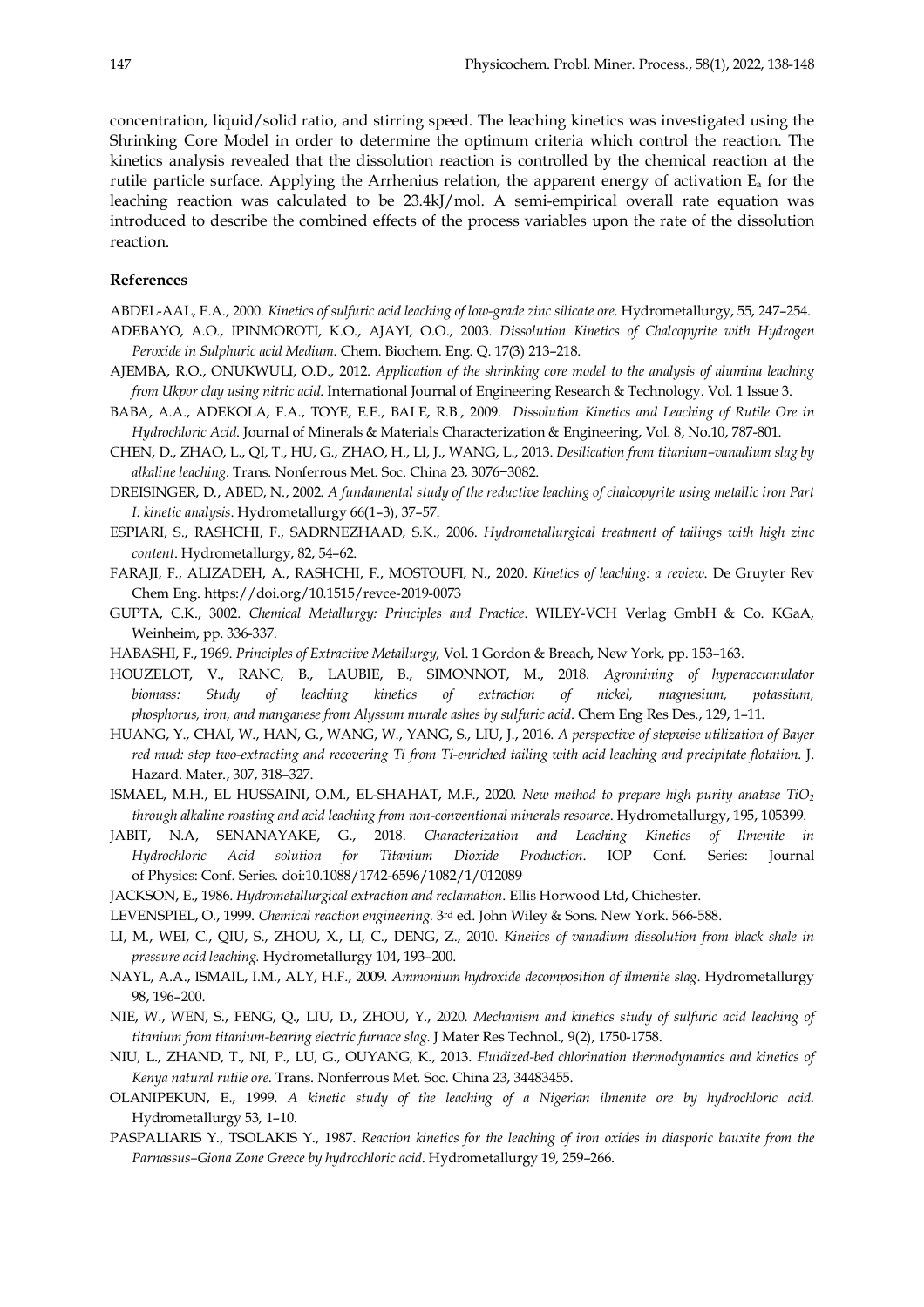concentration, liquid/solid ratio, and stirring speed. The leaching kinetics was investigated using the Shrinking Core Model in order to determine the optimum criteria which control the reaction. The kinetics analysis revealed that the dissolution reaction is controlled by the chemical reaction at the rutile particle surface. Applying the Arrhenius relation, the apparent energy of activation $E_a$ for the leaching reaction was calculated to be 23.4kJ/mol. A semi-empirical overall rate equation was introduced to describe the combined effects of the process variables upon the rate of the dissolution reaction.

### References

ABDEL-AAL, E.A., 2000. *Kinetics of sulfuric acid leaching of low-grade zinc silicate ore*. Hydrometallurgy, 55, 247–254.

ADEBAYO, A.O., IPINMOROTI, K.O., AJAYI, O.O., 2003. *Dissolution Kinetics of Chalcopyrite with Hydrogen Peroxide in Sulphuric acid Medium*. Chem. Biochem. Eng. Q. 17(3) 213–218.

AJEMBA, R.O., ONUKWULI, O.D., 2012. *Application of the shrinking core model to the analysis of alumina leaching from Ukpor clay using nitric acid*. International Journal of Engineering Research & Technology. Vol. 1 Issue 3.

BABA, A.A., ADEKOLA, F.A., TOYE, E.E., BALE, R.B., 2009. *Dissolution Kinetics and Leaching of Rutile Ore in Hydrochloric Acid*. Journal of Minerals & Materials Characterization & Engineering, Vol. 8, No.10, 787-801.

CHEN, D., ZHAO, L., QI, T., HU, G., ZHAO, H., LI, J., WANG, L., 2013. *Desilication from titanium–vanadium slag by alkaline leaching*. Trans. Nonferrous Met. Soc. China 23, 3076−3082.

DREISINGER, D., ABED, N., 2002. *A fundamental study of the reductive leaching of chalcopyrite using metallic iron Part I: kinetic analysis*. Hydrometallurgy 66(1–3), 37–57.

ESPIARI, S., RASHCHI, F., SADRNEZHAAD, S.K., 2006. *Hydrometallurgical treatment of tailings with high zinc content*. Hydrometallurgy, 82, 54–62.

FARAJI, F., ALIZADEH, A., RASHCHI, F., MOSTOUFI, N., 2020. *Kinetics of leaching: a review.* De Gruyter Rev Chem Eng. https://doi.org/10.1515/revce-2019-0073

GUPTA, C.K., 3002. *Chemical Metallurgy: Principles and Practice*. WILEY-VCH Verlag GmbH & Co. KGaA, Weinheim, pp. 336-337.

HABASHI, F., 1969. *Principles of Extractive Metallurgy*, Vol. 1 Gordon & Breach, New York, pp. 153–163.

HOUZELOT, V., RANC, B., LAUBIE, B., SIMONNOT, M., 2018. *Agromining of hyperaccumulator biomass: Study of leaching kinetics of extraction of nickel, magnesium, potassium, phosphorus, iron, and manganese from Alyssum murale ashes by sulfuric acid*. Chem Eng Res Des., 129, 1–11.

HUANG, Y., CHAI, W., HAN, G., WANG, W., YANG, S., LIU, J., 2016. *A perspective of stepwise utilization of Bayer red mud: step two-extracting and recovering Ti from Ti-enriched tailing with acid leaching and precipitate flotation.* J. Hazard. Mater., 307, 318–327.

ISMAEL, M.H., EL HUSSAINI, O.M., EL-SHAHAT, M.F., 2020. *New method to prepare high purity anatase $TiO_2$ through alkaline roasting and acid leaching from non-conventional minerals resource*. Hydrometallurgy, 195, 105399.

JABIT, N.A, SENANAYAKE, G., 2018. *Characterization and Leaching Kinetics of Ilmenite in Hydrochloric Acid solution for Titanium Dioxide Production*. IOP Conf. Series: Journal of Physics: Conf. Series. doi:10.1088/1742-6596/1082/1/012089

JACKSON, E., 1986. *Hydrometallurgical extraction and reclamation*. Ellis Horwood Ltd, Chichester.

LEVENSPIEL, O., 1999. *Chemical reaction engineering*. 3rd ed. John Wiley & Sons. New York. 566-588.

LI, M., WEI, C., QIU, S., ZHOU, X., LI, C., DENG, Z., 2010. *Kinetics of vanadium dissolution from black shale in pressure acid leaching.* Hydrometallurgy 104, 193–200.

NAYL, A.A., ISMAIL, I.M., ALY, H.F., 2009. *Ammonium hydroxide decomposition of ilmenite slag*. Hydrometallurgy 98, 196–200.

NIE, W., WEN, S., FENG, Q., LIU, D., ZHOU, Y., 2020. *Mechanism and kinetics study of sulfuric acid leaching of titanium from titanium-bearing electric furnace slag.* J Mater Res Technol., 9(2), 1750-1758.

NIU, L., ZHAND, T., NI, P., LU, G., OUYANG, K., 2013. *Fluidized-bed chlorination thermodynamics and kinetics of Kenya natural rutile ore*. Trans. Nonferrous Met. Soc. China 23, 34483455.

OLANIPEKUN, E., 1999. *A kinetic study of the leaching of a Nigerian ilmenite ore by hydrochloric acid.* Hydrometallurgy 53, 1–10.

PASPALIARIS Y., TSOLAKIS Y., 1987. *Reaction kinetics for the leaching of iron oxides in diasporic bauxite from the Parnassus–Giona Zone Greece by hydrochloric acid*. Hydrometallurgy 19, 259–266.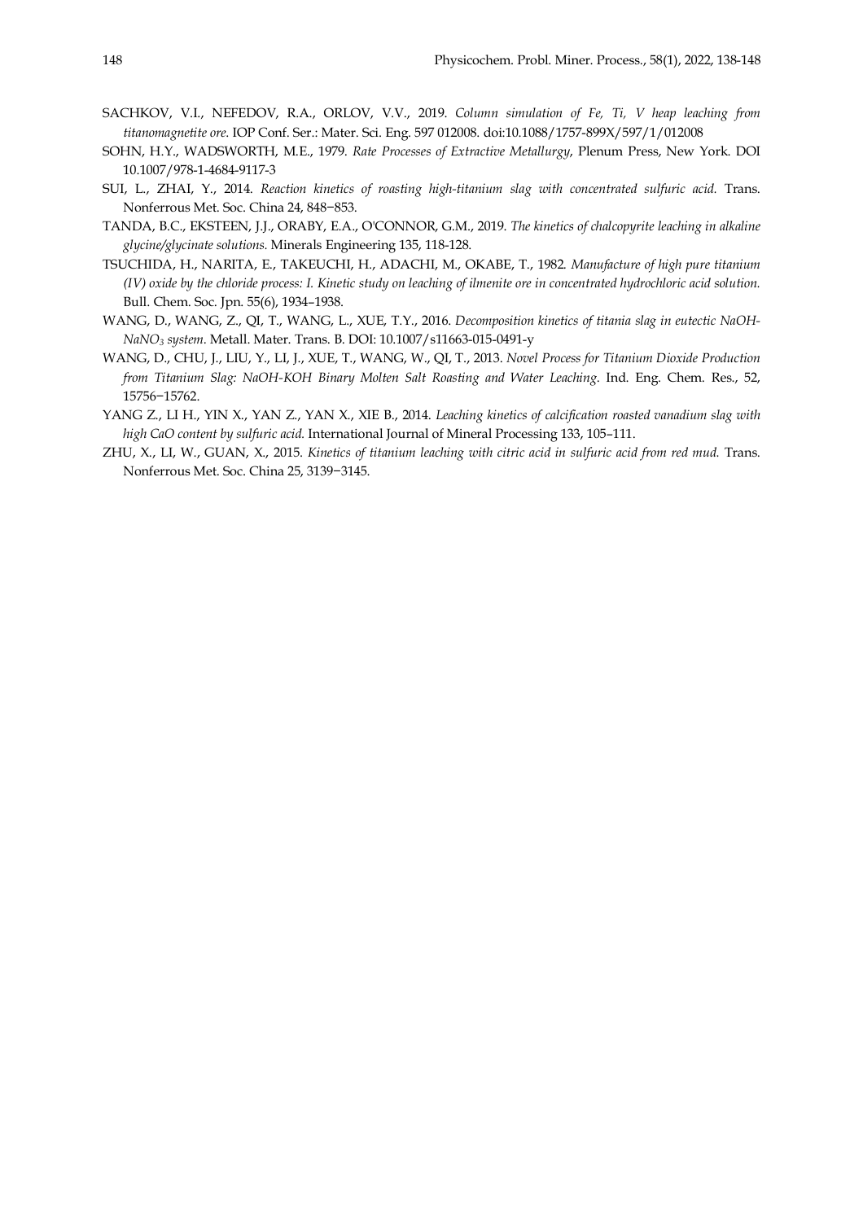SACHKOV, V.I., NEFEDOV, R.A., ORLOV, V.V., 2019. *Column simulation of Fe, Ti, V heap leaching from titanomagnetite ore.* IOP Conf. Ser.: Mater. Sci. Eng. 597 012008. doi:10.1088/1757-899X/597/1/012008

SOHN, H.Y., WADSWORTH, M.E., 1979. *Rate Processes of Extractive Metallurgy*, Plenum Press, New York. DOI 10.1007/978-1-4684-9117-3

SUI, L., ZHAI, Y., 2014. *Reaction kinetics of roasting high-titanium slag with concentrated sulfuric acid.* Trans. Nonferrous Met. Soc. China 24, 848−853.

TANDA, B.C., EKSTEEN, J.J., ORABY, E.A., O'CONNOR, G.M., 2019. *The kinetics of chalcopyrite leaching in alkaline glycine/glycinate solutions.* Minerals Engineering 135, 118-128.

TSUCHIDA, H., NARITA, E., TAKEUCHI, H., ADACHI, M., OKABE, T., 1982. *Manufacture of high pure titanium (IV) oxide by the chloride process: I. Kinetic study on leaching of ilmenite ore in concentrated hydrochloric acid solution.* Bull. Chem. Soc. Jpn. 55(6), 1934–1938.

WANG, D., WANG, Z., QI, T., WANG, L., XUE, T.Y., 2016. *Decomposition kinetics of titania slag in eutectic NaOH-$NaNO_3$ system.* Metall. Mater. Trans. B. DOI: 10.1007/s11663-015-0491-y

WANG, D., CHU, J., LIU, Y., LI, J., XUE, T., WANG, W., QI, T., 2013. *Novel Process for Titanium Dioxide Production from Titanium Slag: NaOH-KOH Binary Molten Salt Roasting and Water Leaching.* Ind. Eng. Chem. Res., 52, 15756−15762.

YANG Z., LI H., YIN X., YAN Z., YAN X., XIE B., 2014. *Leaching kinetics of calcification roasted vanadium slag with high CaO content by sulfuric acid.* International Journal of Mineral Processing 133, 105–111.

ZHU, X., LI, W., GUAN, X., 2015. *Kinetics of titanium leaching with citric acid in sulfuric acid from red mud.* Trans. Nonferrous Met. Soc. China 25, 3139−3145.